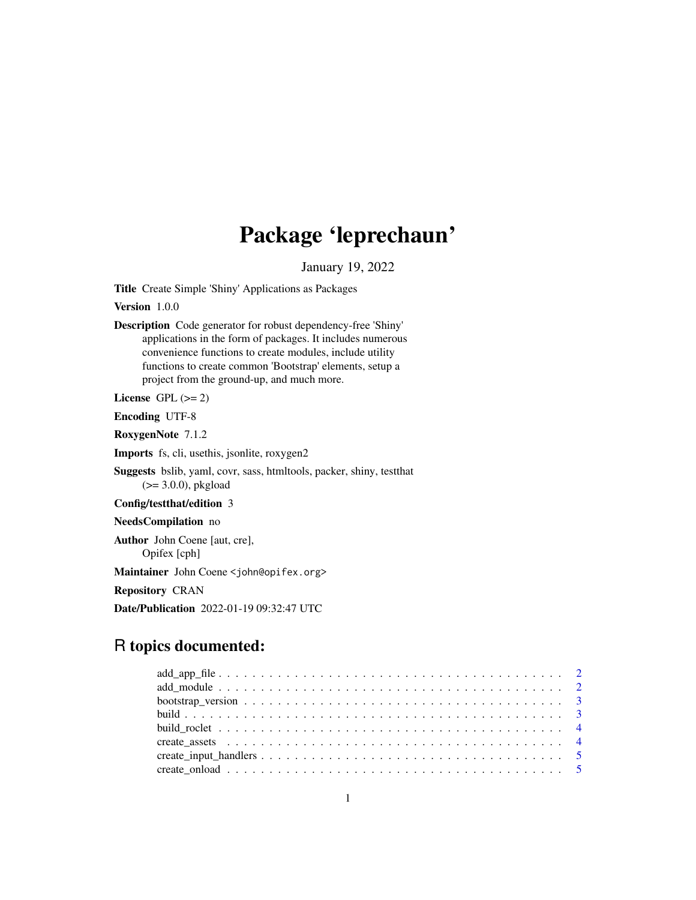# Package 'leprechaun'

January 19, 2022

**Title** Create Simple 'Shiny' Applications as Packages

**Version** 1.0.0

**Description** Code generator for robust dependency-free 'Shiny' applications in the form of packages. It includes numerous convenience functions to create modules, include utility functions to create common 'Bootstrap' elements, setup a project from the ground-up, and much more.

**License** GPL (>= 2)

**Encoding** UTF-8

**RoxygenNote** 7.1.2

**Imports** fs, cli, usethis, jsonlite, roxygen2

**Suggests** bslib, yaml, covr, sass, htmltools, packer, shiny, testthat (>= 3.0.0), pkgload

**Config/testthat/edition** 3

**NeedsCompilation** no

**Author** John Coene [aut, cre], Opifex [cph]

**Maintainer** John Coene <john@opifex.org>

**Repository** CRAN

**Date/Publication** 2022-01-19 09:32:47 UTC

## R topics documented:

- add_app_file . . . . . . . . . . . . . . . . . . . . . . . . . . . . . . . . . . . . . . . . 2
- add_module . . . . . . . . . . . . . . . . . . . . . . . . . . . . . . . . . . . . . . . . 2
- bootstrap_version . . . . . . . . . . . . . . . . . . . . . . . . . . . . . . . . . . . . . 3
- build . . . . . . . . . . . . . . . . . . . . . . . . . . . . . . . . . . . . . . . . . . . 3
- build_roclet . . . . . . . . . . . . . . . . . . . . . . . . . . . . . . . . . . . . . . . . 4
- create_assets . . . . . . . . . . . . . . . . . . . . . . . . . . . . . . . . . . . . . . . 4
- create_input_handlers . . . . . . . . . . . . . . . . . . . . . . . . . . . . . . . . . . . 5
- create_onload . . . . . . . . . . . . . . . . . . . . . . . . . . . . . . . . . . . . . . . 5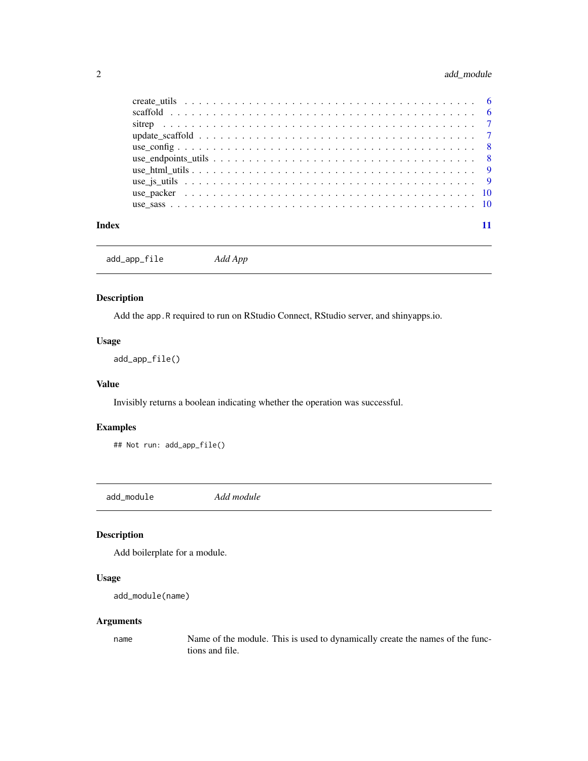create_utils . . . . . . . . . . . . . . . . . . . . . . . . . . . . . . . . . . . . . . 6
scaffold . . . . . . . . . . . . . . . . . . . . . . . . . . . . . . . . . . . . . . . . 6
sitrep . . . . . . . . . . . . . . . . . . . . . . . . . . . . . . . . . . . . . . . . . 7
update_scaffold . . . . . . . . . . . . . . . . . . . . . . . . . . . . . . . . . . . . 7
use_config . . . . . . . . . . . . . . . . . . . . . . . . . . . . . . . . . . . . . . . 8
use_endpoints_utils . . . . . . . . . . . . . . . . . . . . . . . . . . . . . . . . . . 8
use_html_utils . . . . . . . . . . . . . . . . . . . . . . . . . . . . . . . . . . . . . 9
use_js_utils . . . . . . . . . . . . . . . . . . . . . . . . . . . . . . . . . . . . . . 9
use_packer . . . . . . . . . . . . . . . . . . . . . . . . . . . . . . . . . . . . . . . 10
use_sass . . . . . . . . . . . . . . . . . . . . . . . . . . . . . . . . . . . . . . . . 10

**Index** 11

---

## add_app_file — *Add App*

### Description

Add the `app.R` required to run on RStudio Connect, RStudio server, and shinyapps.io.

### Usage

```
add_app_file()
```

### Value

Invisibly returns a boolean indicating whether the operation was successful.

### Examples

```
## Not run: add_app_file()
```

---

## add_module — *Add module*

### Description

Add boilerplate for a module.

### Usage

```
add_module(name)
```

### Arguments

| | |
|---|---|
| `name` | Name of the module. This is used to dynamically create the names of the functions and file. |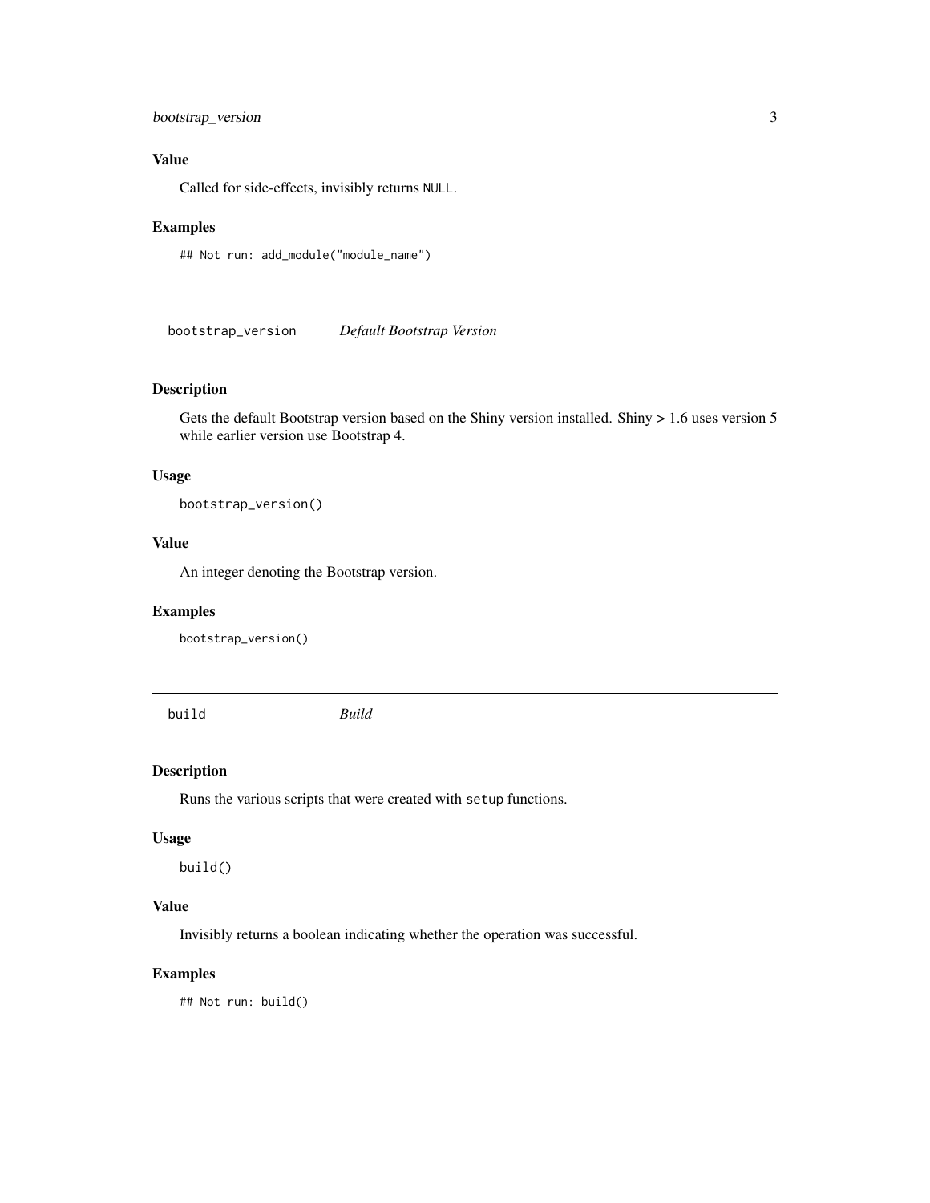### Value

Called for side-effects, invisibly returns `NULL`.

### Examples

```
## Not run: add_module("module_name")
```

## bootstrap_version — *Default Bootstrap Version*

### Description

Gets the default Bootstrap version based on the Shiny version installed. Shiny > 1.6 uses version 5 while earlier version use Bootstrap 4.

### Usage

```
bootstrap_version()
```

### Value

An integer denoting the Bootstrap version.

### Examples

```
bootstrap_version()
```

## build — *Build*

### Description

Runs the various scripts that were created with `setup` functions.

### Usage

```
build()
```

### Value

Invisibly returns a boolean indicating whether the operation was successful.

### Examples

```
## Not run: build()
```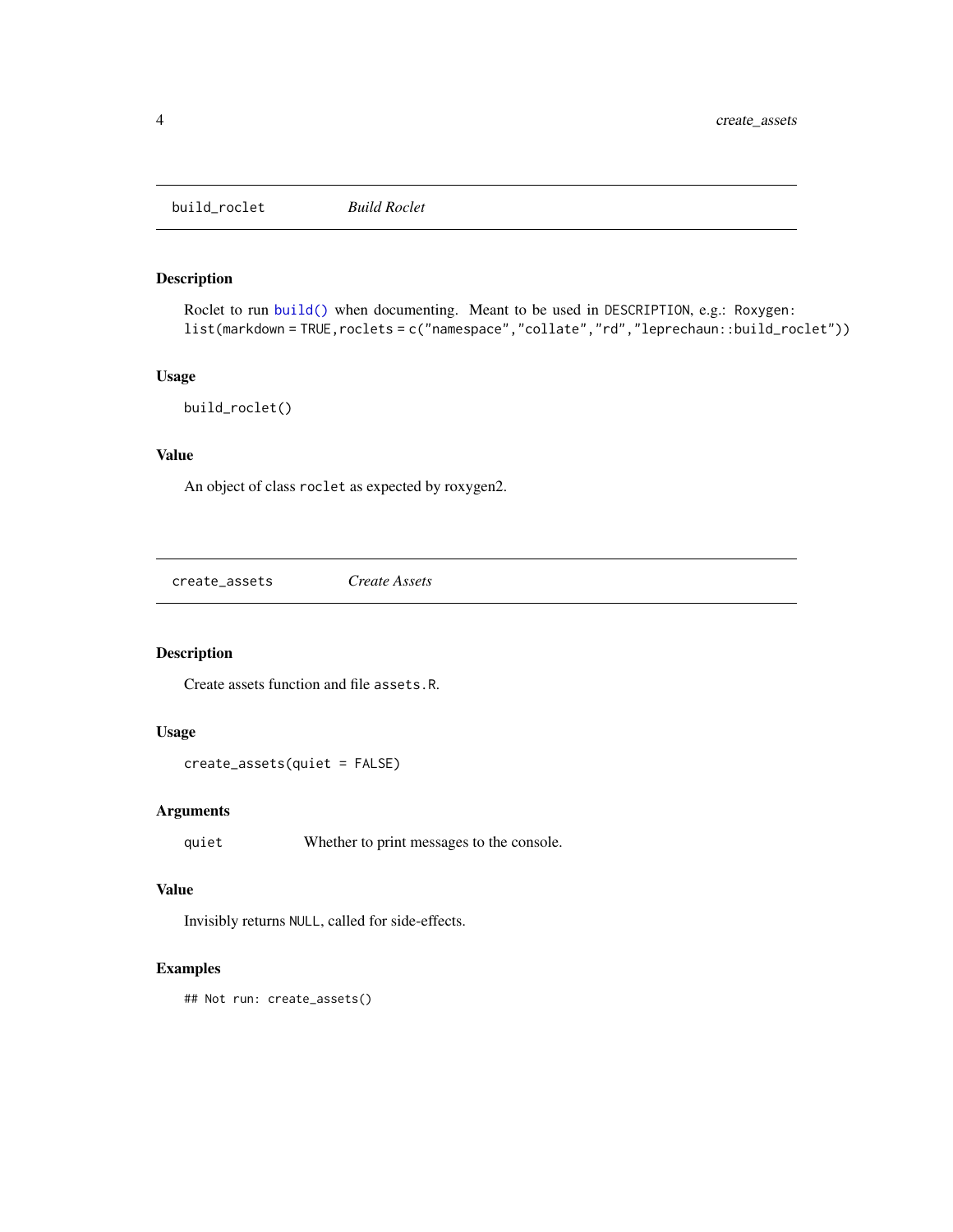## build_roclet *Build Roclet*

### Description

Roclet to run `build()` when documenting. Meant to be used in `DESCRIPTION`, e.g.: `Roxygen: list(markdown = TRUE,roclets = c("namespace","collate","rd","leprechaun::build_roclet"))`

### Usage

```
build_roclet()
```

### Value

An object of class `roclet` as expected by roxygen2.

## create_assets *Create Assets*

### Description

Create assets function and file `assets.R`.

### Usage

```
create_assets(quiet = FALSE)
```

### Arguments

| | |
|---|---|
| `quiet` | Whether to print messages to the console. |

### Value

Invisibly returns `NULL`, called for side-effects.

### Examples

```
## Not run: create_assets()
```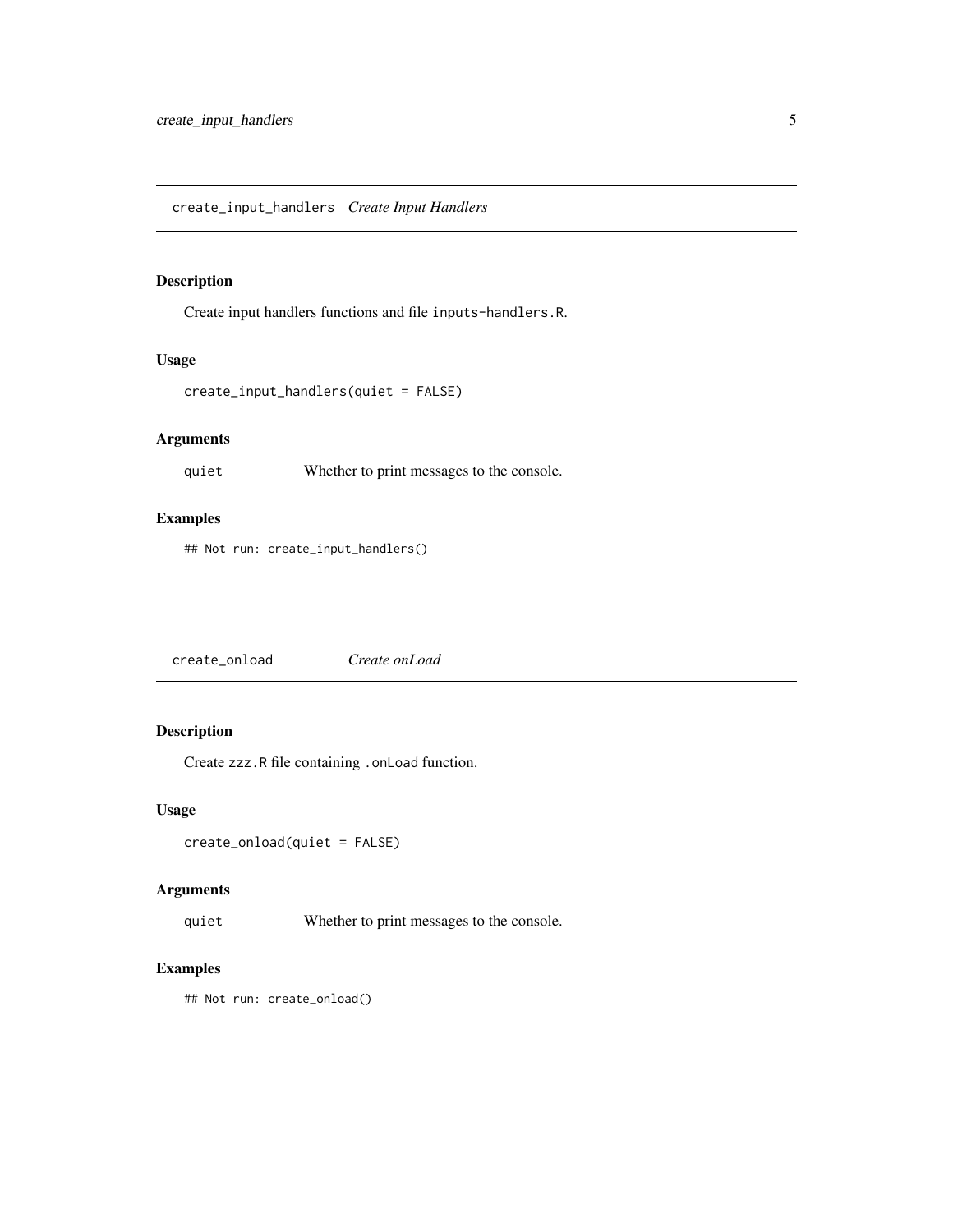## create_input_handlers *Create Input Handlers*

### Description

Create input handlers functions and file `inputs-handlers.R`.

### Usage

```
create_input_handlers(quiet = FALSE)
```

### Arguments

| | |
|---|---|
| quiet | Whether to print messages to the console. |

### Examples

```
## Not run: create_input_handlers()
```

## create_onload *Create onLoad*

### Description

Create `zzz.R` file containing `.onLoad` function.

### Usage

```
create_onload(quiet = FALSE)
```

### Arguments

| | |
|---|---|
| quiet | Whether to print messages to the console. |

### Examples

```
## Not run: create_onload()
```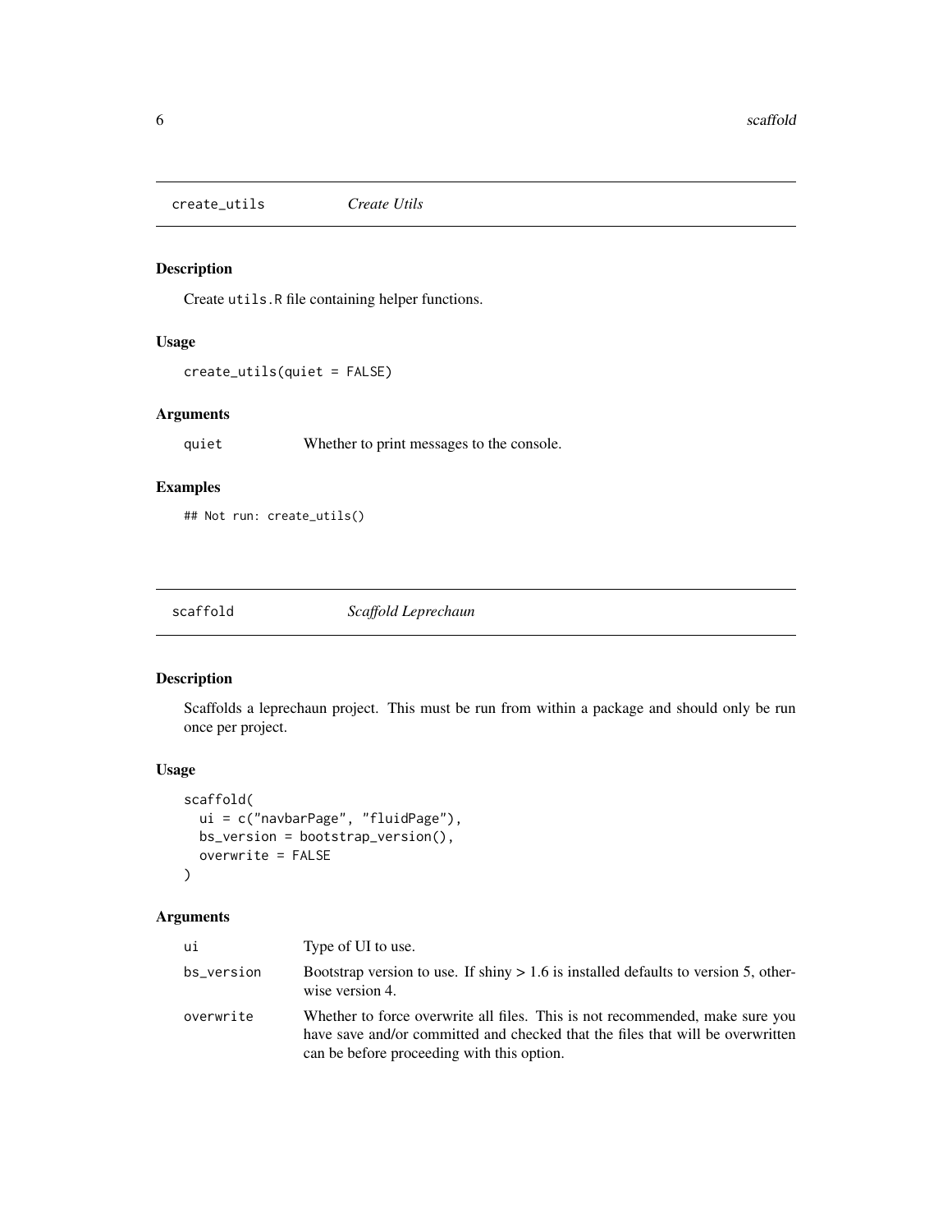## create_utils — *Create Utils*

### Description

Create `utils.R` file containing helper functions.

### Usage

```
create_utils(quiet = FALSE)
```

### Arguments

| | |
|---|---|
| `quiet` | Whether to print messages to the console. |

### Examples

```
## Not run: create_utils()
```

## scaffold — *Scaffold Leprechaun*

### Description

Scaffolds a leprechaun project. This must be run from within a package and should only be run once per project.

### Usage

```
scaffold(
  ui = c("navbarPage", "fluidPage"),
  bs_version = bootstrap_version(),
  overwrite = FALSE
)
```

### Arguments

| | |
|---|---|
| `ui` | Type of UI to use. |
| `bs_version` | Bootstrap version to use. If shiny > 1.6 is installed defaults to version 5, otherwise version 4. |
| `overwrite` | Whether to force overwrite all files. This is not recommended, make sure you have save and/or committed and checked that the files that will be overwritten can be before proceeding with this option. |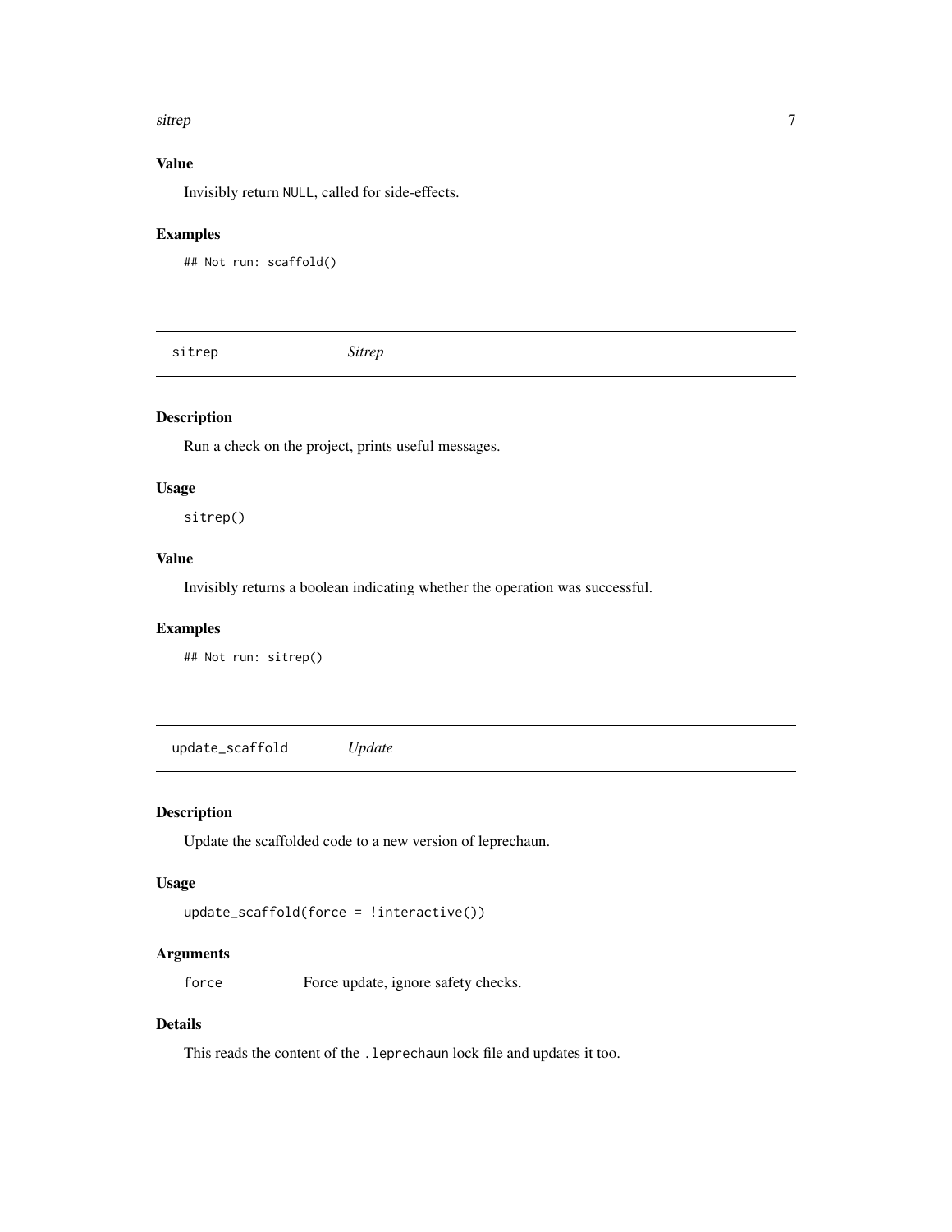### Value

Invisibly return `NULL`, called for side-effects.

### Examples

```
## Not run: scaffold()
```

---

## sitrep — *Sitrep*

### Description

Run a check on the project, prints useful messages.

### Usage

```
sitrep()
```

### Value

Invisibly returns a boolean indicating whether the operation was successful.

### Examples

```
## Not run: sitrep()
```

---

## update_scaffold — *Update*

### Description

Update the scaffolded code to a new version of leprechaun.

### Usage

```
update_scaffold(force = !interactive())
```

### Arguments

| | |
|---|---|
| `force` | Force update, ignore safety checks. |

### Details

This reads the content of the `.leprechaun` lock file and updates it too.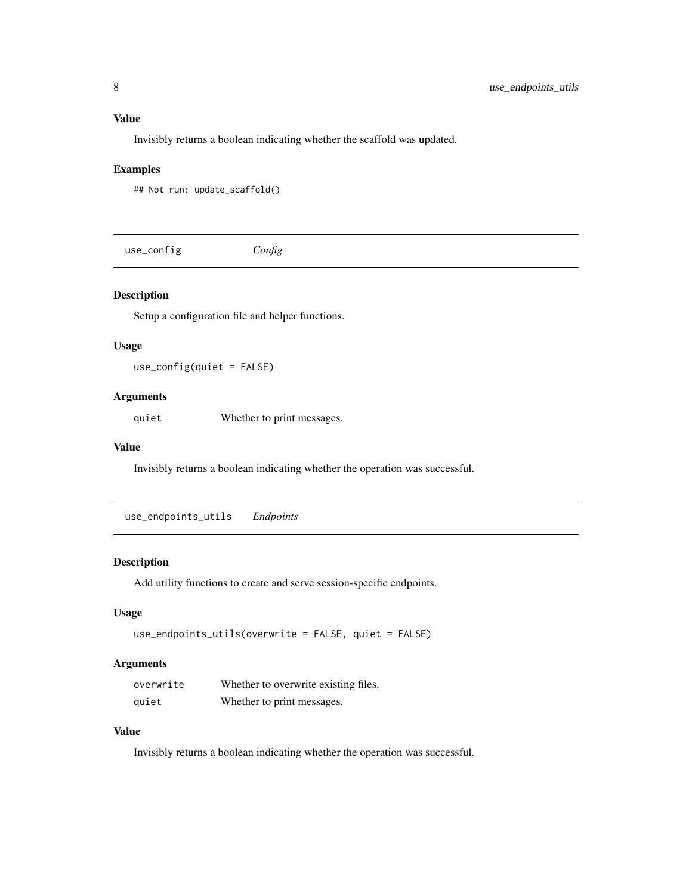### Value

Invisibly returns a boolean indicating whether the scaffold was updated.

### Examples

```
## Not run: update_scaffold()
```

---

## use_config — *Config*

### Description

Setup a configuration file and helper functions.

### Usage

```
use_config(quiet = FALSE)
```

### Arguments

| | |
|---|---|
| quiet | Whether to print messages. |

### Value

Invisibly returns a boolean indicating whether the operation was successful.

---

## use_endpoints_utils — *Endpoints*

### Description

Add utility functions to create and serve session-specific endpoints.

### Usage

```
use_endpoints_utils(overwrite = FALSE, quiet = FALSE)
```

### Arguments

| | |
|---|---|
| overwrite | Whether to overwrite existing files. |
| quiet | Whether to print messages. |

### Value

Invisibly returns a boolean indicating whether the operation was successful.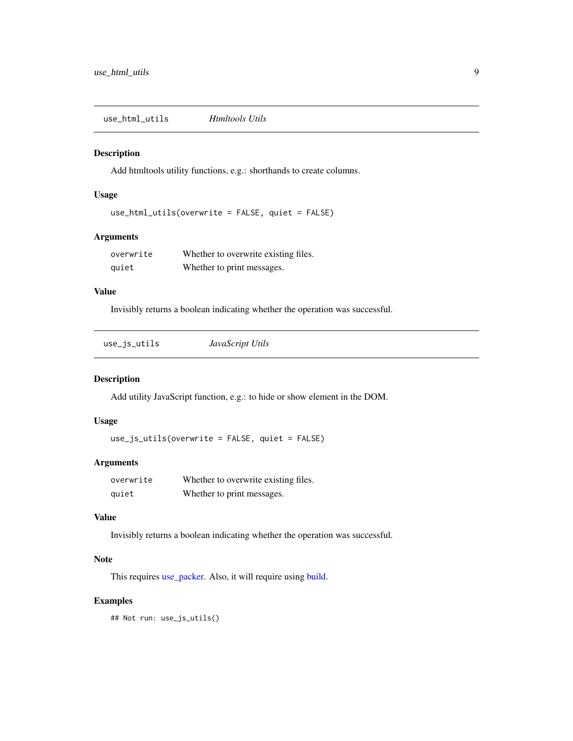## use_html_utils — *Htmltools Utils*

### Description

Add htmltools utility functions, e.g.: shorthands to create columns.

### Usage

```
use_html_utils(overwrite = FALSE, quiet = FALSE)
```

### Arguments

| | |
|---|---|
| `overwrite` | Whether to overwrite existing files. |
| `quiet` | Whether to print messages. |

### Value

Invisibly returns a boolean indicating whether the operation was successful.

## use_js_utils — *JavaScript Utils*

### Description

Add utility JavaScript function, e.g.: to hide or show element in the DOM.

### Usage

```
use_js_utils(overwrite = FALSE, quiet = FALSE)
```

### Arguments

| | |
|---|---|
| `overwrite` | Whether to overwrite existing files. |
| `quiet` | Whether to print messages. |

### Value

Invisibly returns a boolean indicating whether the operation was successful.

### Note

This requires use_packer. Also, it will require using build.

### Examples

```
## Not run: use_js_utils()
```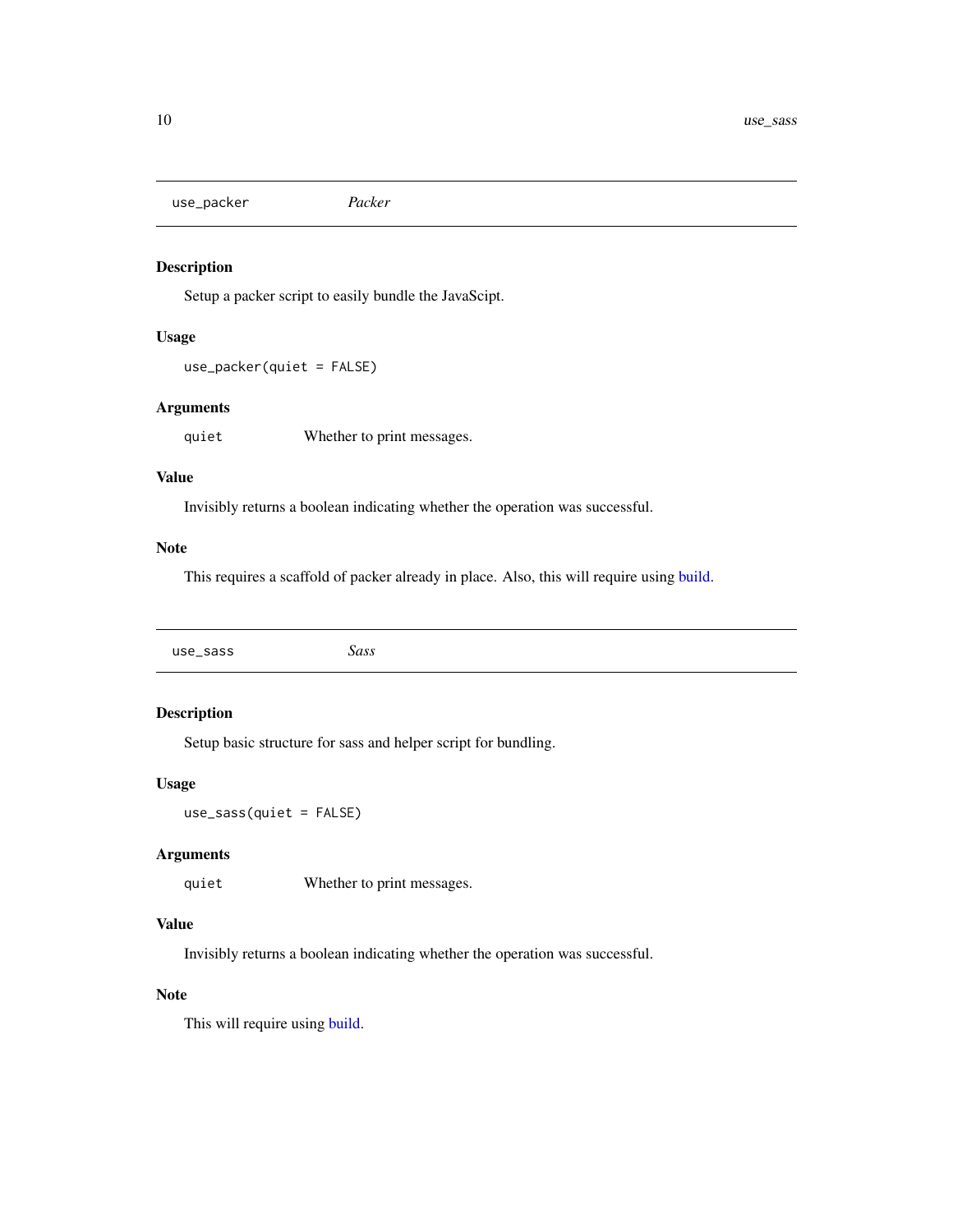## use_packer *Packer*

### Description

Setup a packer script to easily bundle the JavaScipt.

### Usage

```
use_packer(quiet = FALSE)
```

### Arguments

| | |
|---|---|
| quiet | Whether to print messages. |

### Value

Invisibly returns a boolean indicating whether the operation was successful.

### Note

This requires a scaffold of packer already in place. Also, this will require using build.

## use_sass *Sass*

### Description

Setup basic structure for sass and helper script for bundling.

### Usage

```
use_sass(quiet = FALSE)
```

### Arguments

| | |
|---|---|
| quiet | Whether to print messages. |

### Value

Invisibly returns a boolean indicating whether the operation was successful.

### Note

This will require using build.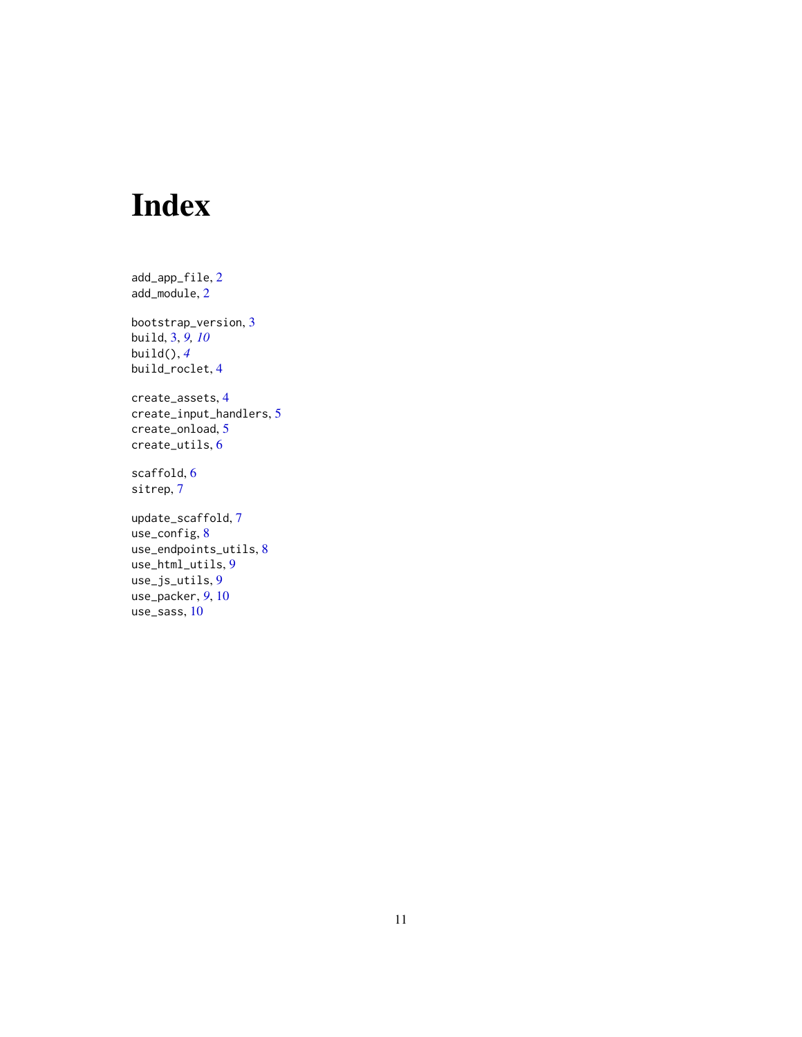# Index

add_app_file, 2
add_module, 2

bootstrap_version, 3
build, 3, *9, 10*
build(), *4*
build_roclet, 4

create_assets, 4
create_input_handlers, 5
create_onload, 5
create_utils, 6

scaffold, 6
sitrep, 7

update_scaffold, 7
use_config, 8
use_endpoints_utils, 8
use_html_utils, 9
use_js_utils, 9
use_packer, *9*, 10
use_sass, 10